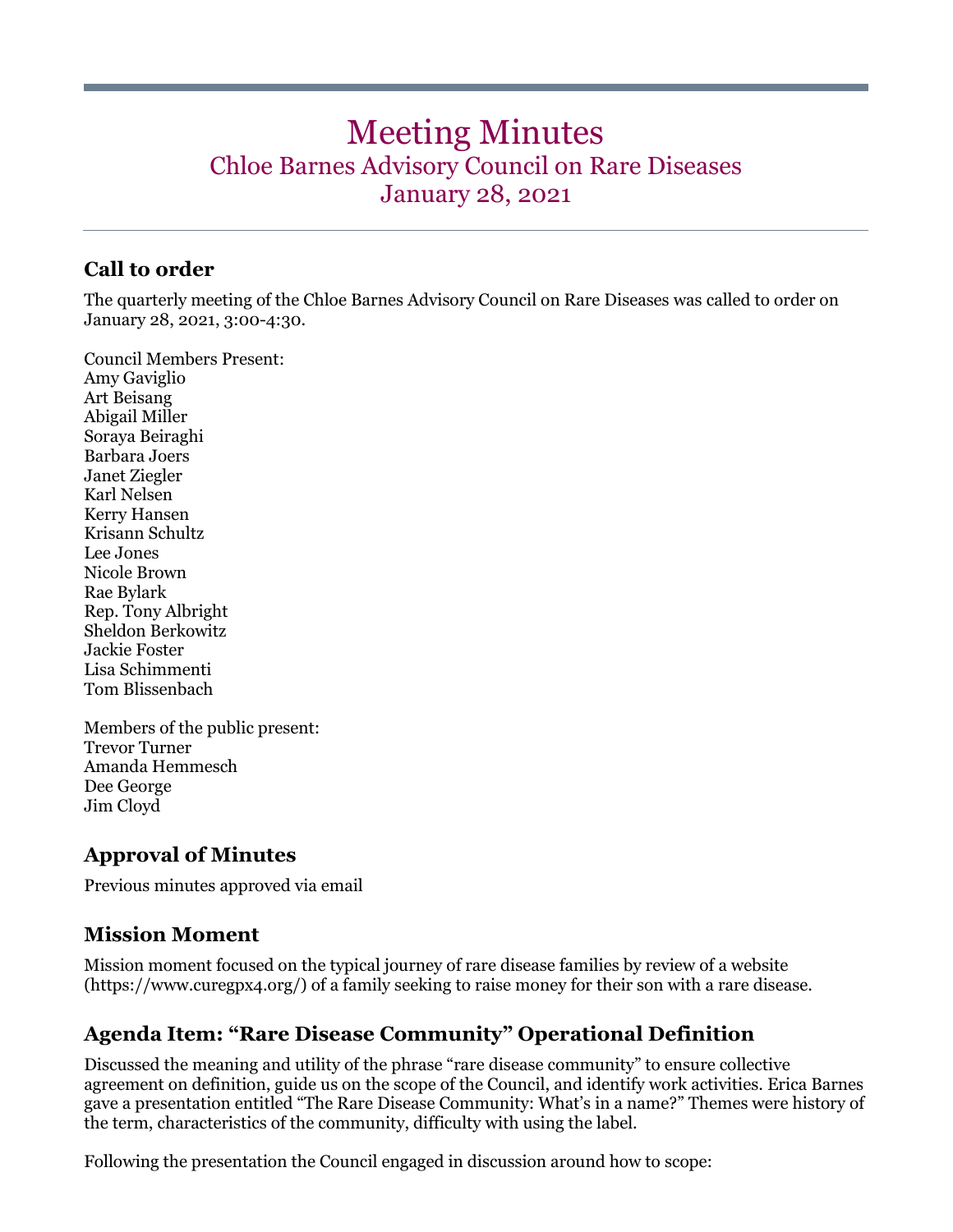# Meeting Minutes

## Chloe Barnes Advisory Council on Rare Diseases

## January 28, 2021

### Call to order

The quarterly meeting of the Chloe Barnes Advisory Council on Rare Diseases was called to order on January 28, 2021, 3:00-4:30.

Council Members Present:
Amy Gaviglio
Art Beisang
Abigail Miller
Soraya Beiraghi
Barbara Joers
Janet Ziegler
Karl Nelsen
Kerry Hansen
Krisann Schultz
Lee Jones
Nicole Brown
Rae Bylark
Rep. Tony Albright
Sheldon Berkowitz
Jackie Foster
Lisa Schimmenti
Tom Blissenbach

Members of the public present:
Trevor Turner
Amanda Hemmesch
Dee George
Jim Cloyd

### Approval of Minutes

Previous minutes approved via email

### Mission Moment

Mission moment focused on the typical journey of rare disease families by review of a website (https://www.curegpx4.org/) of a family seeking to raise money for their son with a rare disease.

### Agenda Item: "Rare Disease Community" Operational Definition

Discussed the meaning and utility of the phrase "rare disease community" to ensure collective agreement on definition, guide us on the scope of the Council, and identify work activities. Erica Barnes gave a presentation entitled "The Rare Disease Community: What's in a name?" Themes were history of the term, characteristics of the community, difficulty with using the label.

Following the presentation the Council engaged in discussion around how to scope: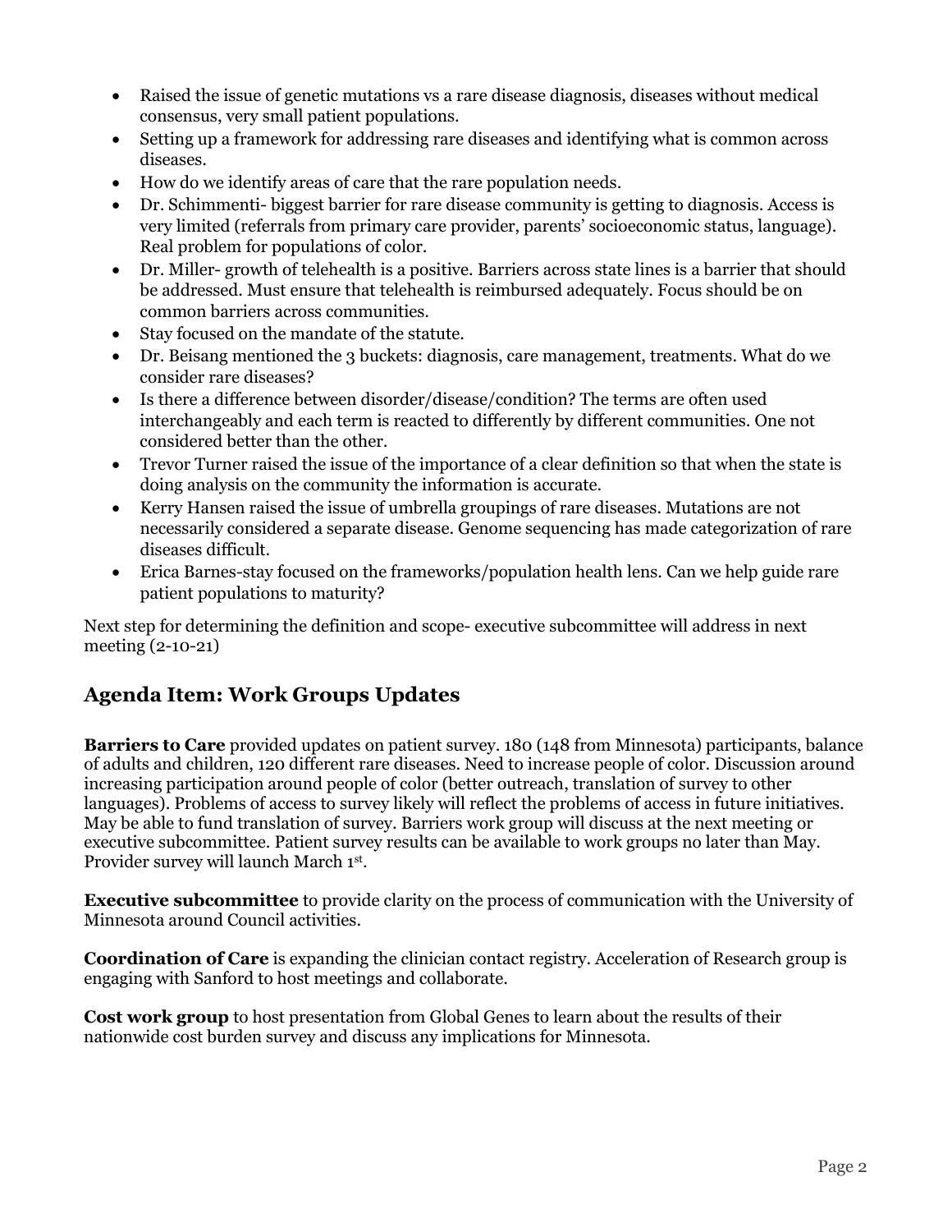- Raised the issue of genetic mutations vs a rare disease diagnosis, diseases without medical consensus, very small patient populations.
- Setting up a framework for addressing rare diseases and identifying what is common across diseases.
- How do we identify areas of care that the rare population needs.
- Dr. Schimmenti- biggest barrier for rare disease community is getting to diagnosis. Access is very limited (referrals from primary care provider, parents' socioeconomic status, language). Real problem for populations of color.
- Dr. Miller- growth of telehealth is a positive. Barriers across state lines is a barrier that should be addressed. Must ensure that telehealth is reimbursed adequately. Focus should be on common barriers across communities.
- Stay focused on the mandate of the statute.
- Dr. Beisang mentioned the 3 buckets: diagnosis, care management, treatments. What do we consider rare diseases?
- Is there a difference between disorder/disease/condition? The terms are often used interchangeably and each term is reacted to differently by different communities. One not considered better than the other.
- Trevor Turner raised the issue of the importance of a clear definition so that when the state is doing analysis on the community the information is accurate.
- Kerry Hansen raised the issue of umbrella groupings of rare diseases. Mutations are not necessarily considered a separate disease. Genome sequencing has made categorization of rare diseases difficult.
- Erica Barnes-stay focused on the frameworks/population health lens. Can we help guide rare patient populations to maturity?

Next step for determining the definition and scope- executive subcommittee will address in next meeting (2-10-21)

## Agenda Item: Work Groups Updates

**Barriers to Care** provided updates on patient survey. 180 (148 from Minnesota) participants, balance of adults and children, 120 different rare diseases. Need to increase people of color. Discussion around increasing participation around people of color (better outreach, translation of survey to other languages). Problems of access to survey likely will reflect the problems of access in future initiatives. May be able to fund translation of survey. Barriers work group will discuss at the next meeting or executive subcommittee. Patient survey results can be available to work groups no later than May. Provider survey will launch March 1st.

**Executive subcommittee** to provide clarity on the process of communication with the University of Minnesota around Council activities.

**Coordination of Care** is expanding the clinician contact registry. Acceleration of Research group is engaging with Sanford to host meetings and collaborate.

**Cost work group** to host presentation from Global Genes to learn about the results of their nationwide cost burden survey and discuss any implications for Minnesota.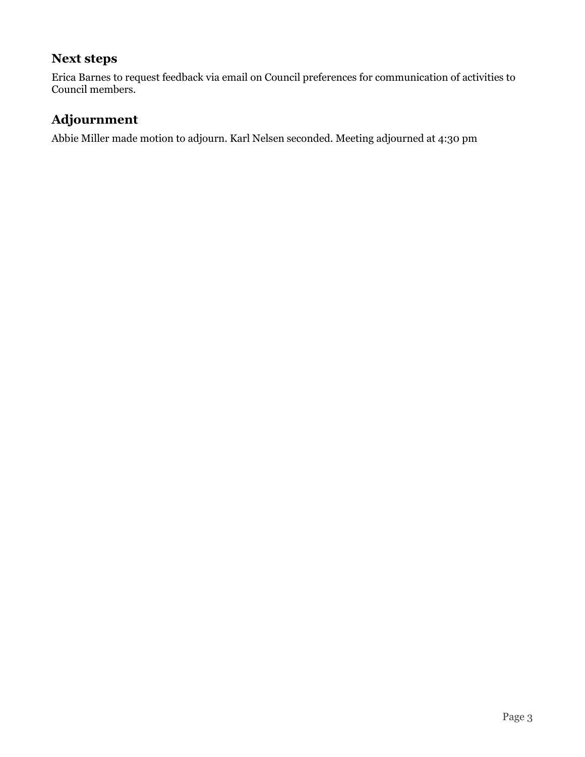## Next steps

Erica Barnes to request feedback via email on Council preferences for communication of activities to Council members.

## Adjournment

Abbie Miller made motion to adjourn. Karl Nelsen seconded. Meeting adjourned at 4:30 pm